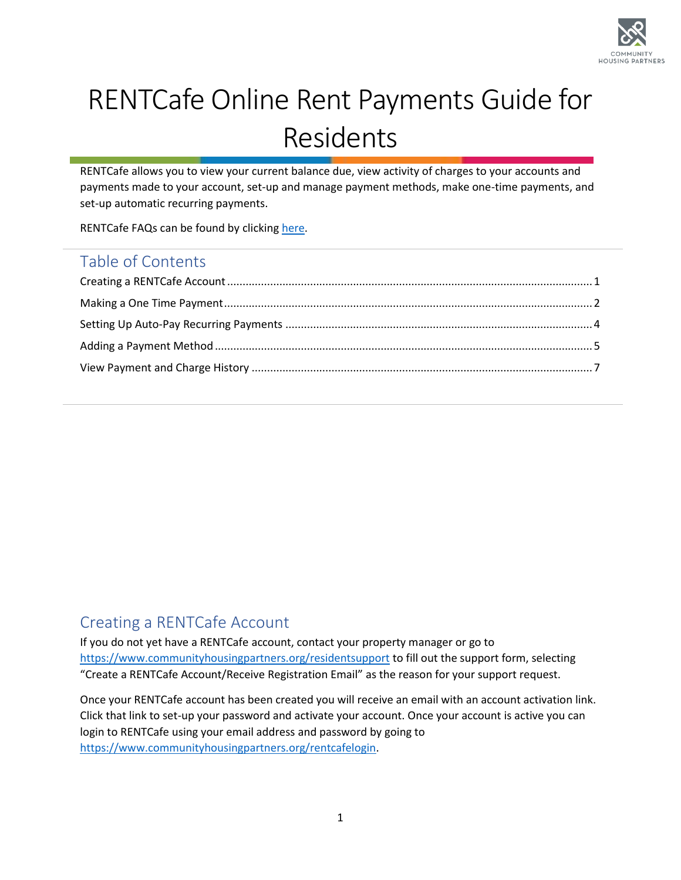# RENTCafe Online Rent Payments Guide for Residents

RENTCafe allows you to view your current balance due, view activity of charges to your accounts and payments made to your account, set-up and manage payment methods, make one-time payments, and set-up automatic recurring payments.

RENTCafe FAQs can be found by clicking here.

## Table of Contents

Creating a RENTCafe Account ........ 1

Making a One Time Payment ........ 2

Setting Up Auto-Pay Recurring Payments ........ 4

Adding a Payment Method ........ 5

View Payment and Charge History ........ 7

## Creating a RENTCafe Account

If you do not yet have a RENTCafe account, contact your property manager or go to https://www.communityhousingpartners.org/residentsupport to fill out the support form, selecting "Create a RENTCafe Account/Receive Registration Email" as the reason for your support request.

Once your RENTCafe account has been created you will receive an email with an account activation link. Click that link to set-up your password and activate your account. Once your account is active you can login to RENTCafe using your email address and password by going to https://www.communityhousingpartners.org/rentcafelogin.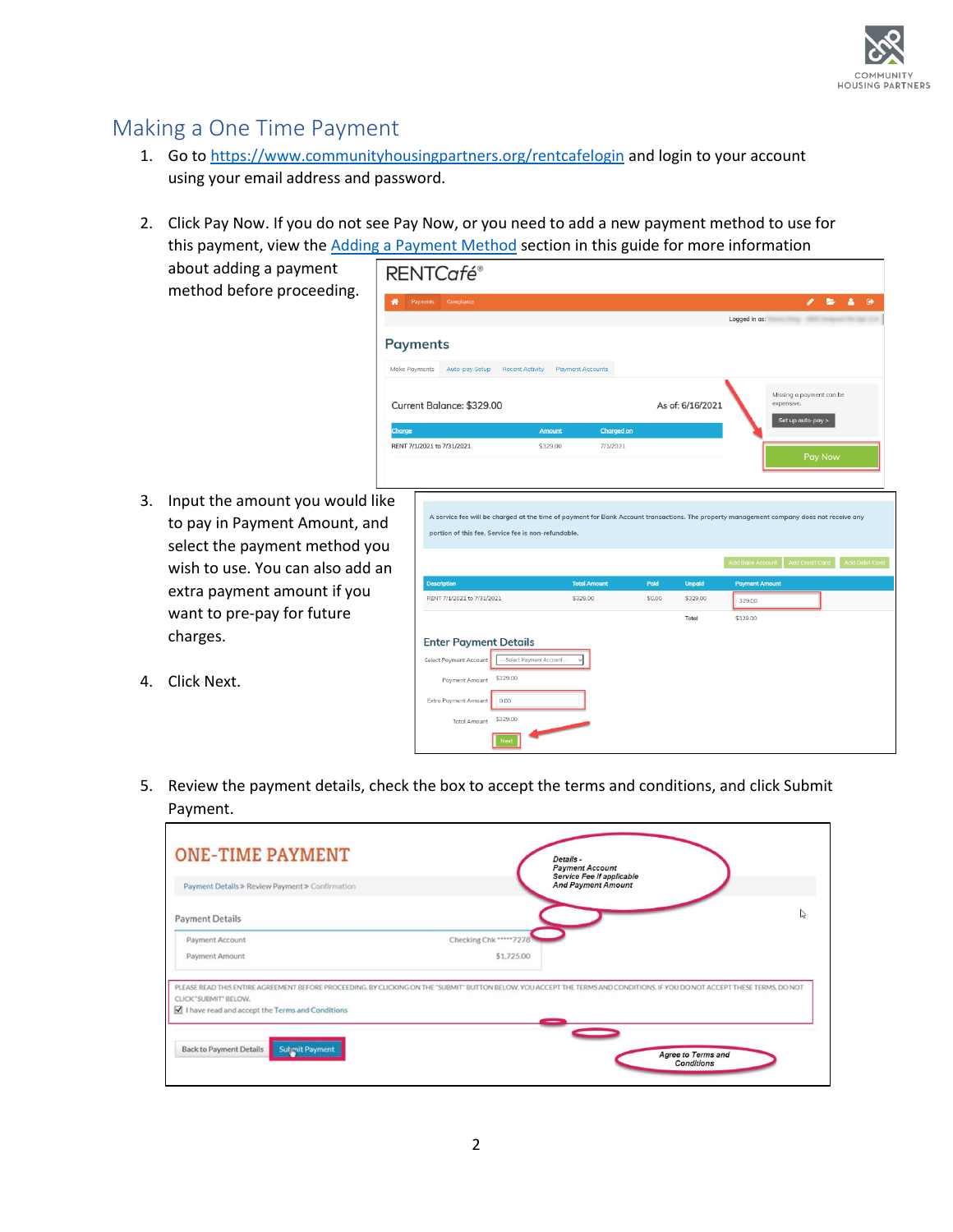## Making a One Time Payment

1. Go to https://www.communityhousingpartners.org/rentcafelogin and login to your account using your email address and password.

2. Click Pay Now. If you do not see Pay Now, or you need to add a new payment method to use for this payment, view the Adding a Payment Method section in this guide for more information about adding a payment method before proceeding.

3. Input the amount you would like to pay in Payment Amount, and select the payment method you wish to use. You can also add an extra payment amount if you want to pre-pay for future charges.

4. Click Next.

5. Review the payment details, check the box to accept the terms and conditions, and click Submit Payment.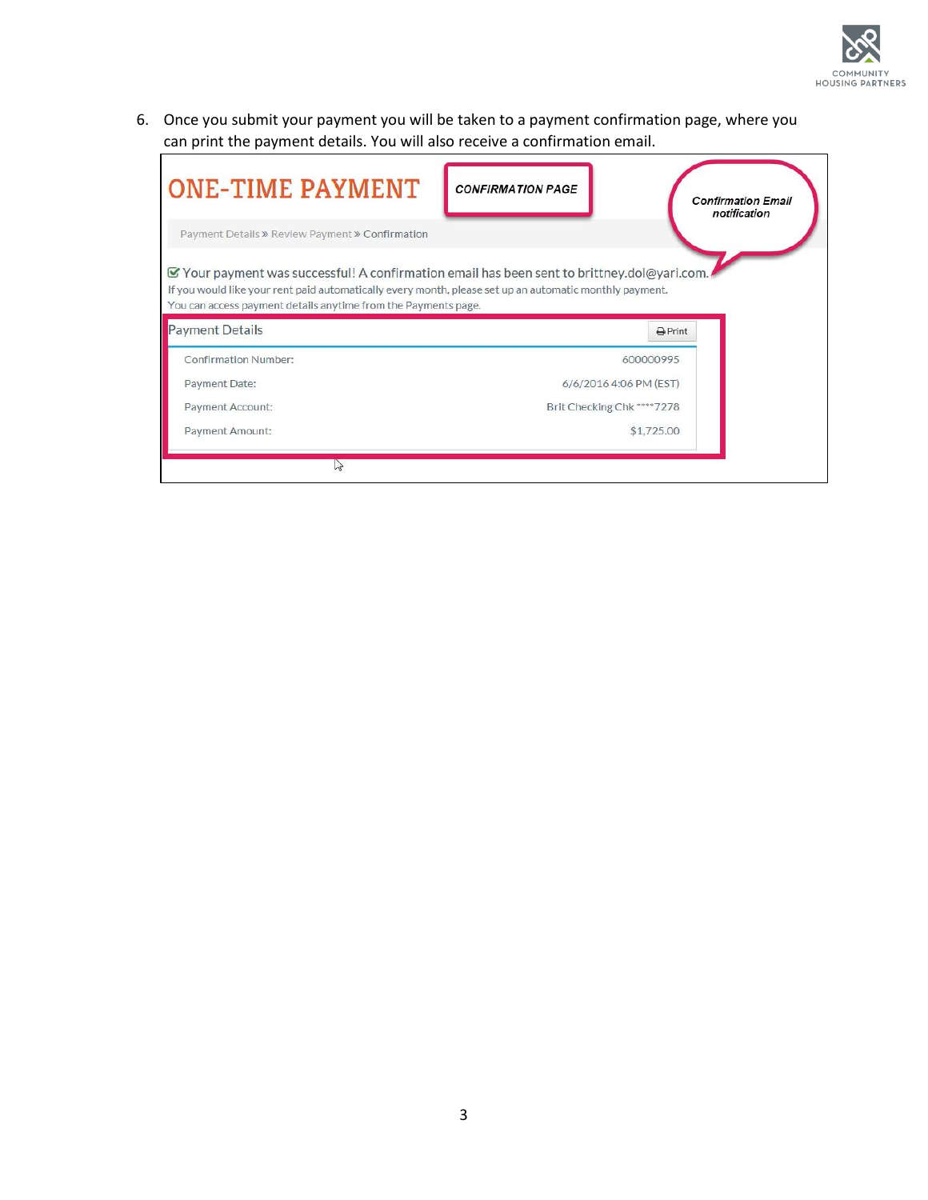6. Once you submit your payment you will be taken to a payment confirmation page, where you can print the payment details. You will also receive a confirmation email.

ONE-TIME PAYMENT

CONFIRMATION PAGE

Confirmation Email notification

Payment Details » Review Payment » Confirmation

Your payment was successful! A confirmation email has been sent to brittney.dol@yari.com.
If you would like your rent paid automatically every month, please set up an automatic monthly payment.
You can access payment details anytime from the Payments page.

Payment Details

Print

| | |
|---|---|
| Confirmation Number: | 600000995 |
| Payment Date: | 6/6/2016 4:06 PM (EST) |
| Payment Account: | Brit Checking Chk ****7278 |
| Payment Amount: | $1,725.00 |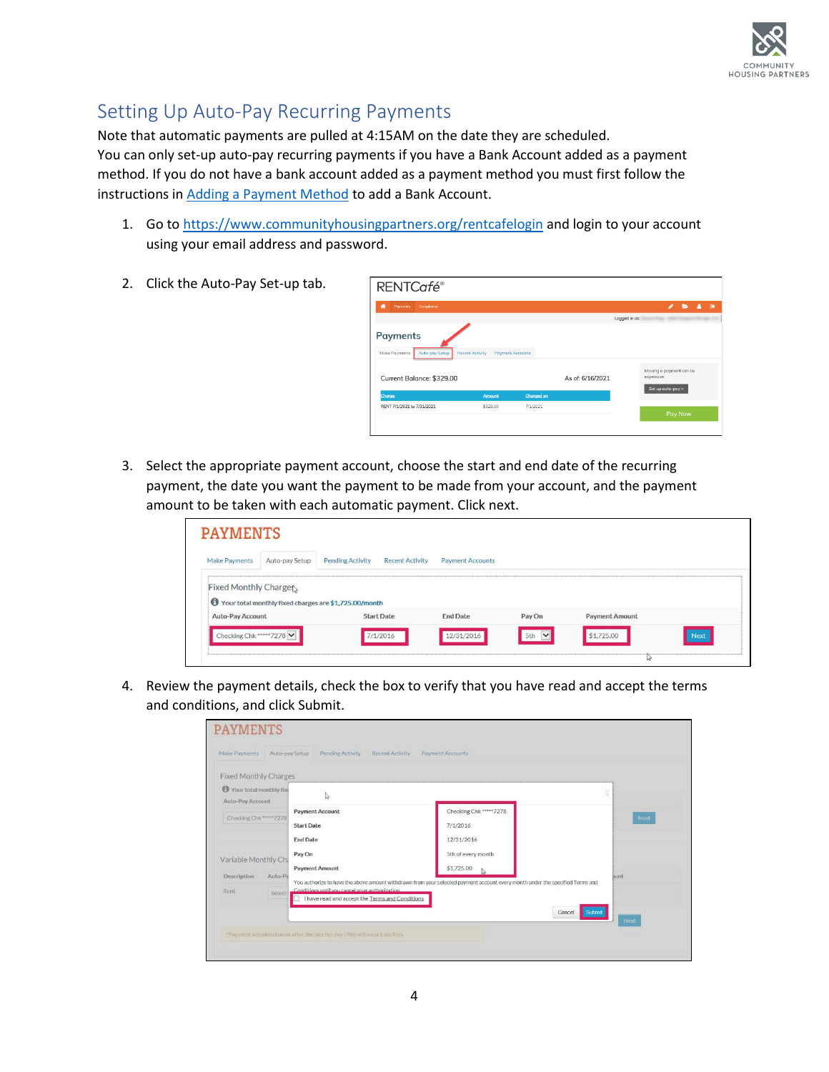## Setting Up Auto-Pay Recurring Payments

Note that automatic payments are pulled at 4:15AM on the date they are scheduled.
You can only set-up auto-pay recurring payments if you have a Bank Account added as a payment method. If you do not have a bank account added as a payment method you must first follow the instructions in [Adding a Payment Method](#) to add a Bank Account.

1. Go to [https://www.communityhousingpartners.org/rentcafelogin](https://www.communityhousingpartners.org/rentcafelogin) and login to your account using your email address and password.

2. Click the Auto-Pay Set-up tab.

3. Select the appropriate payment account, choose the start and end date of the recurring payment, the date you want the payment to be made from your account, and the payment amount to be taken with each automatic payment. Click next.

4. Review the payment details, check the box to verify that you have read and accept the terms and conditions, and click Submit.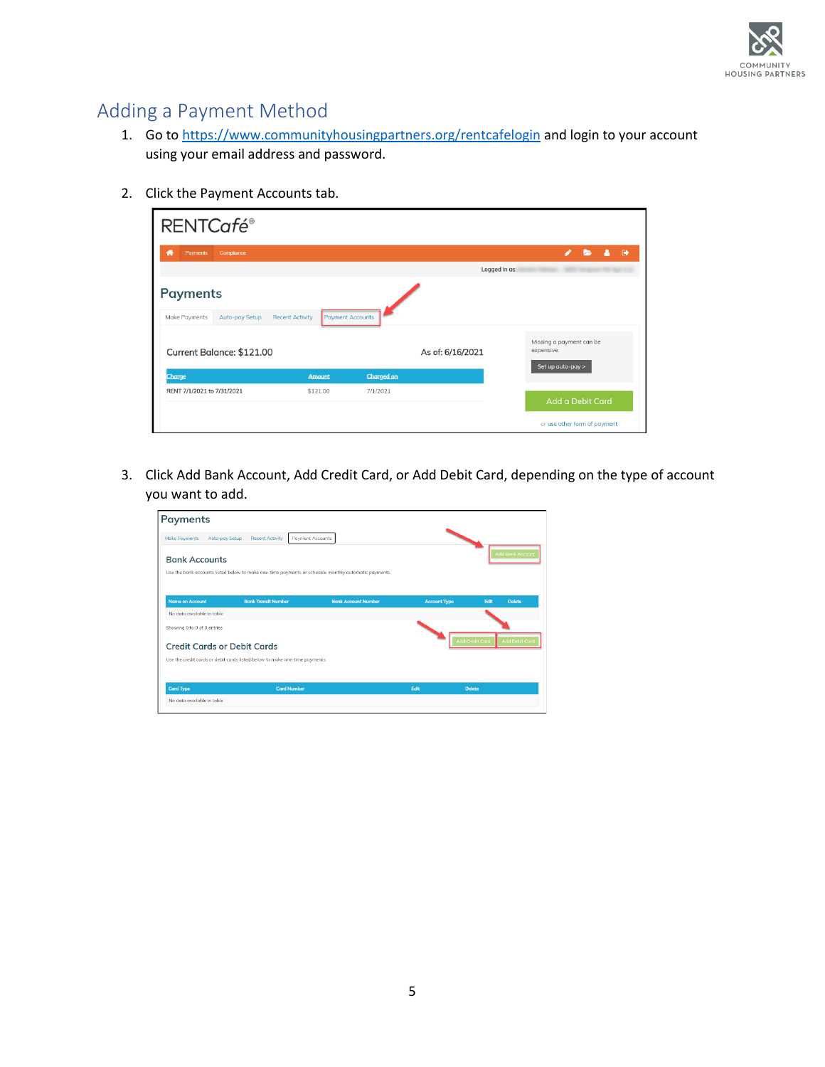## Adding a Payment Method

1. Go to https://www.communityhousingpartners.org/rentcafelogin and login to your account using your email address and password.

2. Click the Payment Accounts tab.

3. Click Add Bank Account, Add Credit Card, or Add Debit Card, depending on the type of account you want to add.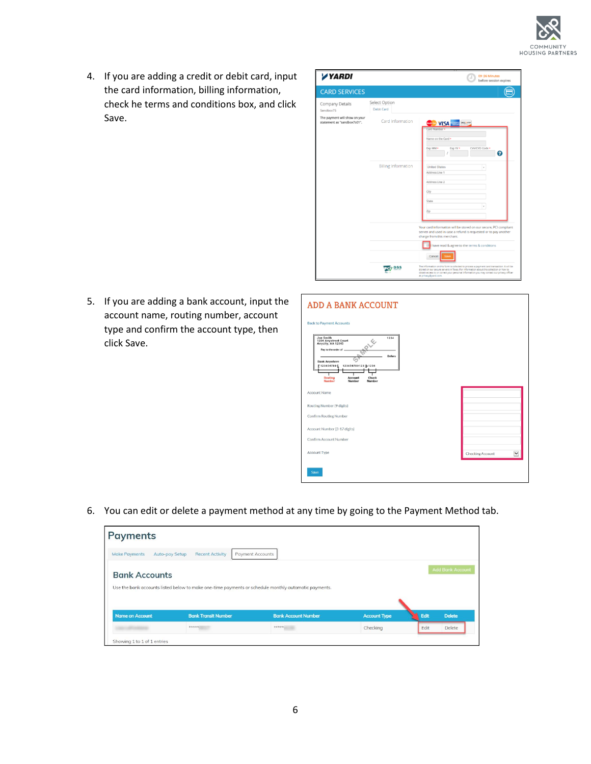4. If you are adding a credit or debit card, input the card information, billing information, check he terms and conditions box, and click Save.

5. If you are adding a bank account, input the account name, routing number, account type and confirm the account type, then click Save.

6. You can edit or delete a payment method at any time by going to the Payment Method tab.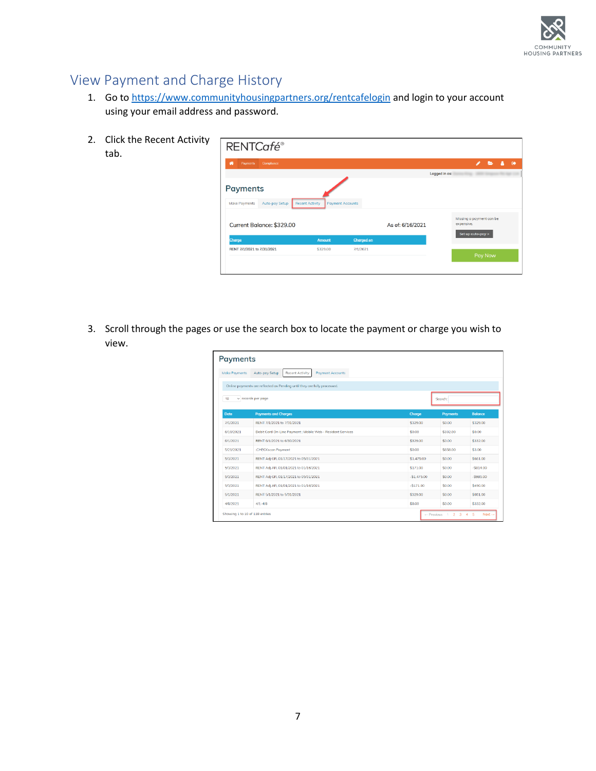## View Payment and Charge History

1. Go to https://www.communityhousingpartners.org/rentcafelogin and login to your account using your email address and password.

2. Click the Recent Activity tab.

3. Scroll through the pages or use the search box to locate the payment or charge you wish to view.